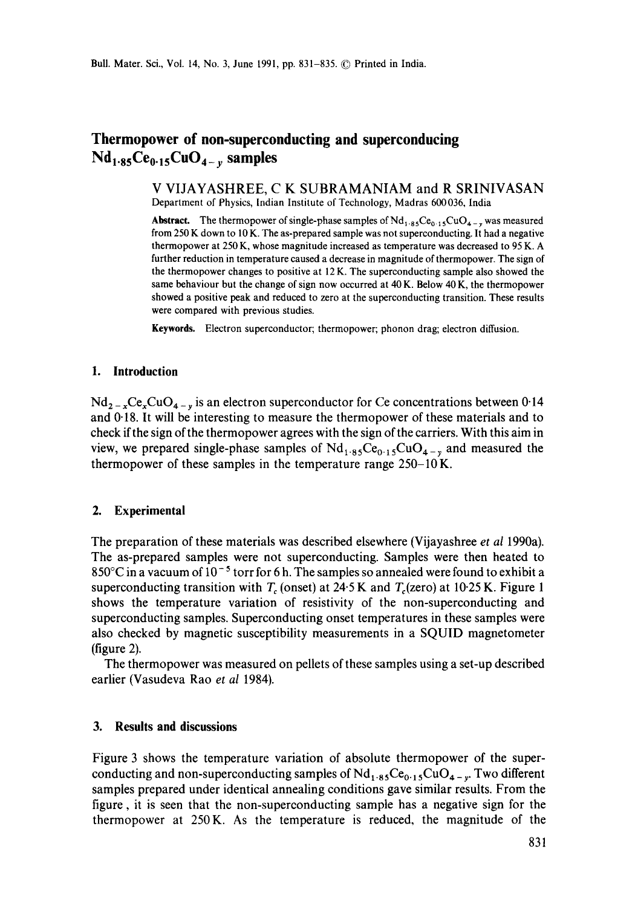# Thermopower of non-superconducting and superconducing $Nd_{1.85}Ce_{0.15}CuO_{4-y}$ samples

V VIJAYASHREE, C K SUBRAMANIAM and R SRINIVASAN

Department of Physics, Indian Institute of Technology, Madras 600036, India

**Abstract.** The thermopower of single-phase samples of $Nd_{1.85}Ce_{0.15}CuO_{4-y}$ was measured from 250 K down to 10 K. The as-prepared sample was not superconducting. It had a negative thermopower at 250 K, whose magnitude increased as temperature was decreased to 95 K. A further reduction in temperature caused a decrease in magnitude of thermopower. The sign of the thermopower changes to positive at 12 K. The superconducting sample also showed the same behaviour but the change of sign now occurred at 40 K. Below 40 K, the thermopower showed a positive peak and reduced to zero at the superconducting transition. These results were compared with previous studies.

**Keywords.** Electron superconductor; thermopower; phonon drag; electron diffusion.

## 1. Introduction

$Nd_{2-x}Ce_xCuO_{4-y}$ is an electron superconductor for Ce concentrations between 0·14 and 0·18. It will be interesting to measure the thermopower of these materials and to check if the sign of the thermopower agrees with the sign of the carriers. With this aim in view, we prepared single-phase samples of $Nd_{1.85}Ce_{0.15}CuO_{4-y}$ and measured the thermopower of these samples in the temperature range 250–10 K.

## 2. Experimental

The preparation of these materials was described elsewhere (Vijayashree *et al* 1990a). The as-prepared samples were not superconducting. Samples were then heated to 850°C in a vacuum of $10^{-5}$ torr for 6 h. The samples so annealed were found to exhibit a superconducting transition with $T_c$ (onset) at 24·5 K and $T_c$(zero) at 10·25 K. Figure 1 shows the temperature variation of resistivity of the non-superconducting and superconducting samples. Superconducting onset temperatures in these samples were also checked by magnetic susceptibility measurements in a SQUID magnetometer (figure 2).

The thermopower was measured on pellets of these samples using a set-up described earlier (Vasudeva Rao *et al* 1984).

## 3. Results and discussions

Figure 3 shows the temperature variation of absolute thermopower of the superconducting and non-superconducting samples of $Nd_{1.85}Ce_{0.15}CuO_{4-y}$. Two different samples prepared under identical annealing conditions gave similar results. From the figure , it is seen that the non-superconducting sample has a negative sign for the thermopower at 250 K. As the temperature is reduced, the magnitude of the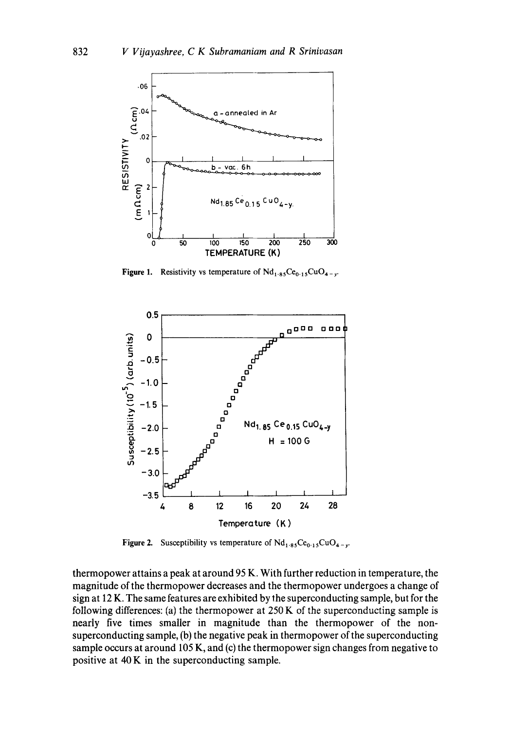Figure 1. Resistivity vs temperature of $Nd_{1.85}Ce_{0.15}CuO_{4-y}$.

Figure 2. Susceptibility vs temperature of $Nd_{1.85}Ce_{0.15}CuO_{4-y}$.

thermopower attains a peak at around 95 K. With further reduction in temperature, the magnitude of the thermopower decreases and the thermopower undergoes a change of sign at 12 K. The same features are exhibited by the superconducting sample, but for the following differences: (a) the thermopower at 250 K of the superconducting sample is nearly five times smaller in magnitude than the thermopower of the non-superconducting sample, (b) the negative peak in thermopower of the superconducting sample occurs at around 105 K, and (c) the thermopower sign changes from negative to positive at 40 K in the superconducting sample.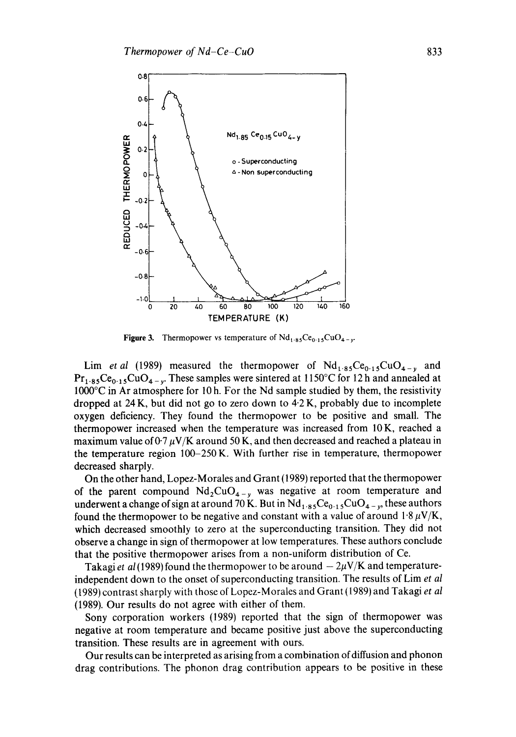**Figure 3.** Thermopower vs temperature of $Nd_{1.85}Ce_{0.15}CuO_{4-y}$.

Lim *et al* (1989) measured the thermopower of $Nd_{1.85}Ce_{0.15}CuO_{4-y}$ and $Pr_{1.85}Ce_{0.15}CuO_{4-y}$. These samples were sintered at 1150°C for 12 h and annealed at 1000°C in Ar atmosphere for 10 h. For the Nd sample studied by them, the resistivity dropped at 24 K, but did not go to zero down to 4·2 K, probably due to incomplete oxygen deficiency. They found the thermopower to be positive and small. The thermopower increased when the temperature was increased from 10 K, reached a maximum value of 0·7 $\mu$V/K around 50 K, and then decreased and reached a plateau in the temperature region 100–250 K. With further rise in temperature, thermopower decreased sharply.

On the other hand, Lopez-Morales and Grant (1989) reported that the thermopower of the parent compound $Nd_2CuO_{4-y}$ was negative at room temperature and underwent a change of sign at around 70 K. But in $Nd_{1.85}Ce_{0.15}CuO_{4-y}$, these authors found the thermopower to be negative and constant with a value of around 1·8 $\mu$V/K, which decreased smoothly to zero at the superconducting transition. They did not observe a change in sign of thermopower at low temperatures. These authors conclude that the positive thermopower arises from a non-uniform distribution of Ce.

Takagi *et al* (1989) found the thermopower to be around $-2\mu$V/K and temperature-independent down to the onset of superconducting transition. The results of Lim *et al* (1989) contrast sharply with those of Lopez-Morales and Grant (1989) and Takagi *et al* (1989). Our results do not agree with either of them.

Sony corporation workers (1989) reported that the sign of thermopower was negative at room temperature and became positive just above the superconducting transition. These results are in agreement with ours.

Our results can be interpreted as arising from a combination of diffusion and phonon drag contributions. The phonon drag contribution appears to be positive in these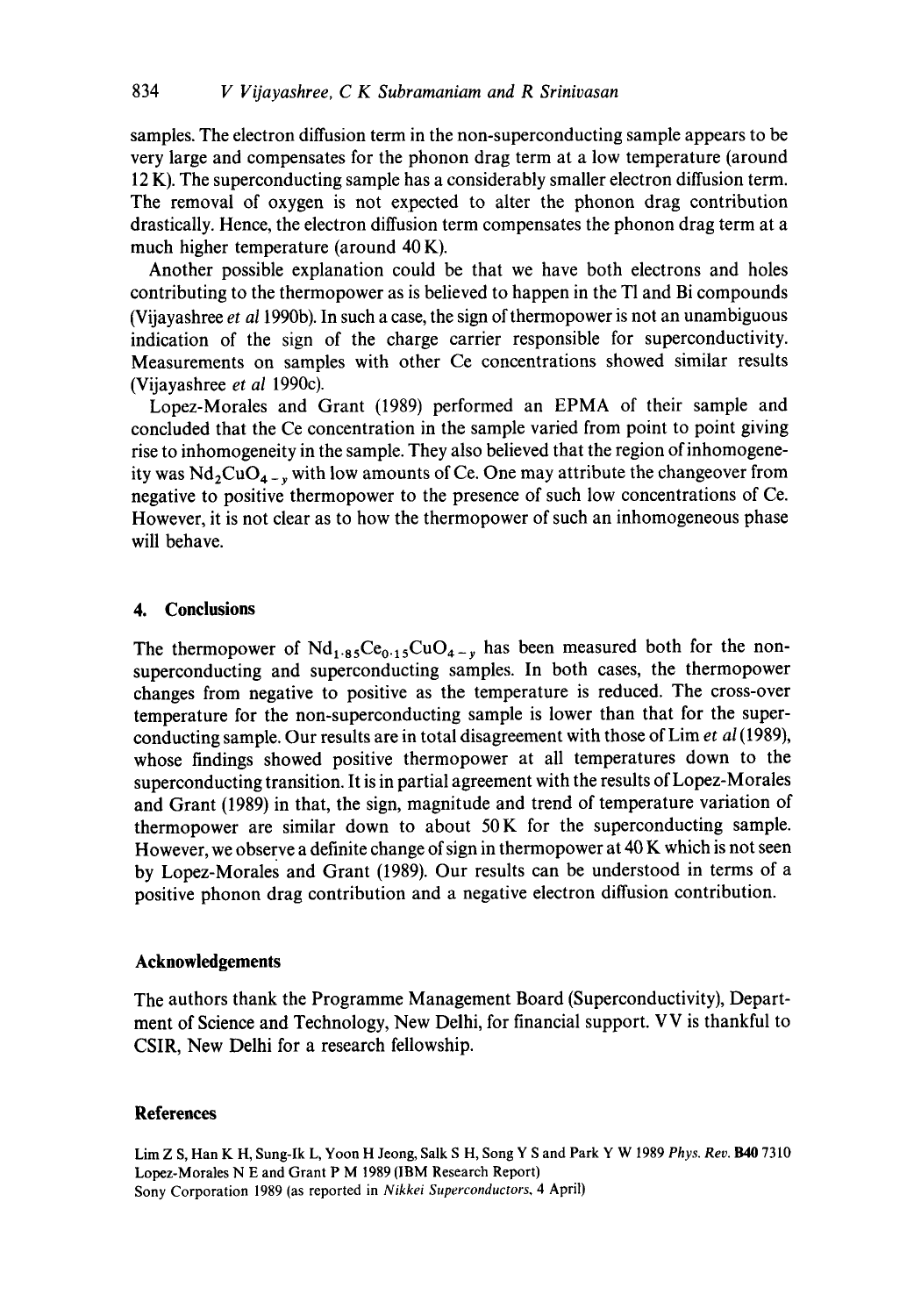samples. The electron diffusion term in the non-superconducting sample appears to be very large and compensates for the phonon drag term at a low temperature (around 12 K). The superconducting sample has a considerably smaller electron diffusion term. The removal of oxygen is not expected to alter the phonon drag contribution drastically. Hence, the electron diffusion term compensates the phonon drag term at a much higher temperature (around 40 K).

Another possible explanation could be that we have both electrons and holes contributing to the thermopower as is believed to happen in the Tl and Bi compounds (Vijayashree *et al* 1990b). In such a case, the sign of thermopower is not an unambiguous indication of the sign of the charge carrier responsible for superconductivity. Measurements on samples with other Ce concentrations showed similar results (Vijayashree *et al* 1990c).

Lopez-Morales and Grant (1989) performed an EPMA of their sample and concluded that the Ce concentration in the sample varied from point to point giving rise to inhomogeneity in the sample. They also believed that the region of inhomogeneity was $Nd_2CuO_{4-y}$ with low amounts of Ce. One may attribute the changeover from negative to positive thermopower to the presence of such low concentrations of Ce. However, it is not clear as to how the thermopower of such an inhomogeneous phase will behave.

## 4. Conclusions

The thermopower of $Nd_{1\cdot85}Ce_{0\cdot15}CuO_{4-y}$ has been measured both for the non-superconducting and superconducting samples. In both cases, the thermopower changes from negative to positive as the temperature is reduced. The cross-over temperature for the non-superconducting sample is lower than that for the superconducting sample. Our results are in total disagreement with those of Lim *et al* (1989), whose findings showed positive thermopower at all temperatures down to the superconducting transition. It is in partial agreement with the results of Lopez-Morales and Grant (1989) in that, the sign, magnitude and trend of temperature variation of thermopower are similar down to about 50 K for the superconducting sample. However, we observe a definite change of sign in thermopower at 40 K which is not seen by Lopez-Morales and Grant (1989). Our results can be understood in terms of a positive phonon drag contribution and a negative electron diffusion contribution.

## Acknowledgements

The authors thank the Programme Management Board (Superconductivity), Department of Science and Technology, New Delhi, for financial support. VV is thankful to CSIR, New Delhi for a research fellowship.

## References

Lim Z S, Han K H, Sung-Ik L, Yoon H Jeong, Salk S H, Song Y S and Park Y W 1989 *Phys. Rev.* **B40** 7310

Lopez-Morales N E and Grant P M 1989 (IBM Research Report)

Sony Corporation 1989 (as reported in *Nikkei Superconductors*, 4 April)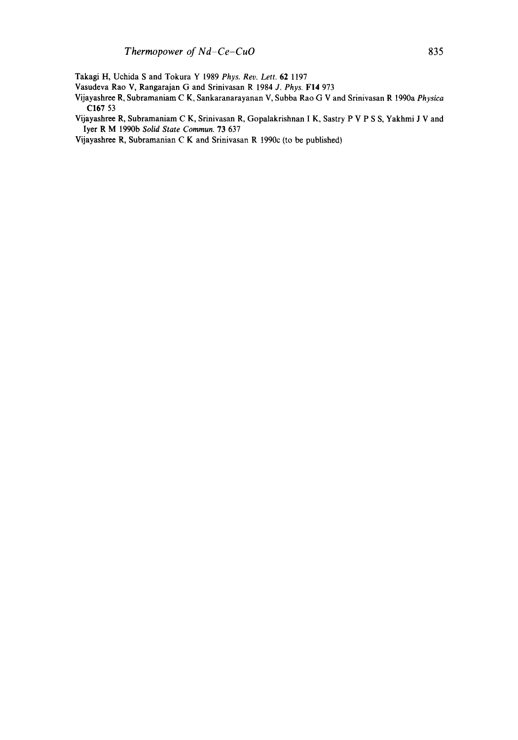Takagi H, Uchida S and Tokura Y 1989 *Phys. Rev. Lett.* **62** 1197

Vasudeva Rao V, Rangarajan G and Srinivasan R 1984 *J. Phys.* **F14** 973

Vijayashree R, Subramaniam C K, Sankaranarayanan V, Subba Rao G V and Srinivasan R 1990a *Physica* **C167** 53

Vijayashree R, Subramaniam C K, Srinivasan R, Gopalakrishnan I K, Sastry P V P S S, Yakhmi J V and Iyer R M 1990b *Solid State Commun.* **73** 637

Vijayashree R, Subramanian C K and Srinivasan R 1990c (to be published)